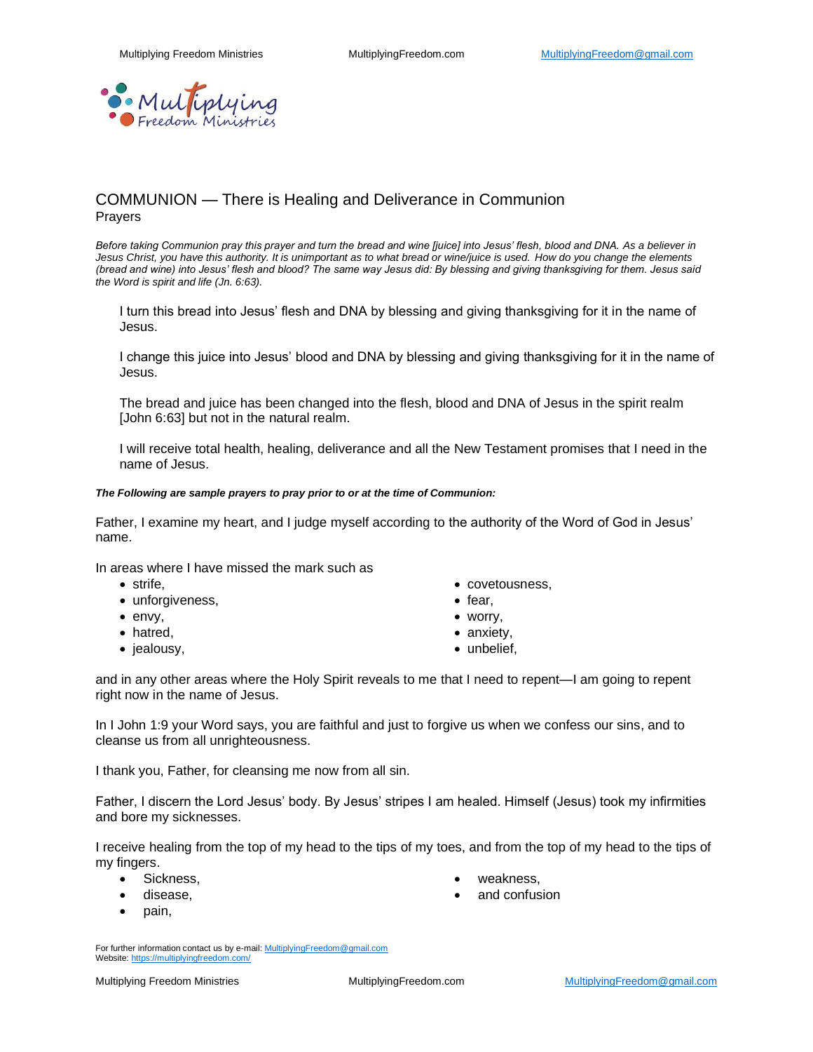# COMMUNION — There is Healing and Deliverance in Communion

Prayers

*Before taking Communion pray this prayer and turn the bread and wine [juice] into Jesus' flesh, blood and DNA. As a believer in Jesus Christ, you have this authority. It is unimportant as to what bread or wine/juice is used. How do you change the elements (bread and wine) into Jesus' flesh and blood? The same way Jesus did: By blessing and giving thanksgiving for them. Jesus said the Word is spirit and life (Jn. 6:63).*

> I turn this bread into Jesus' flesh and DNA by blessing and giving thanksgiving for it in the name of Jesus.
>
> I change this juice into Jesus' blood and DNA by blessing and giving thanksgiving for it in the name of Jesus.
>
> The bread and juice has been changed into the flesh, blood and DNA of Jesus in the spirit realm [John 6:63] but not in the natural realm.
>
> I will receive total health, healing, deliverance and all the New Testament promises that I need in the name of Jesus.

***The Following are sample prayers to pray prior to or at the time of Communion:***

Father, I examine my heart, and I judge myself according to the authority of the Word of God in Jesus' name.

In areas where I have missed the mark such as

- strife,
- unforgiveness,
- envy,
- hatred,
- jealousy,
- covetousness,
- fear,
- worry,
- anxiety,
- unbelief,

and in any other areas where the Holy Spirit reveals to me that I need to repent—I am going to repent right now in the name of Jesus.

In I John 1:9 your Word says, you are faithful and just to forgive us when we confess our sins, and to cleanse us from all unrighteousness.

I thank you, Father, for cleansing me now from all sin.

Father, I discern the Lord Jesus' body. By Jesus' stripes I am healed. Himself (Jesus) took my infirmities and bore my sicknesses.

I receive healing from the top of my head to the tips of my toes, and from the top of my head to the tips of my fingers.

- Sickness,
- disease,
- pain,
- weakness,
- and confusion

For further information contact us by e-mail: MultiplyingFreedom@gmail.com
Website: https://multiplyingfreedom.com/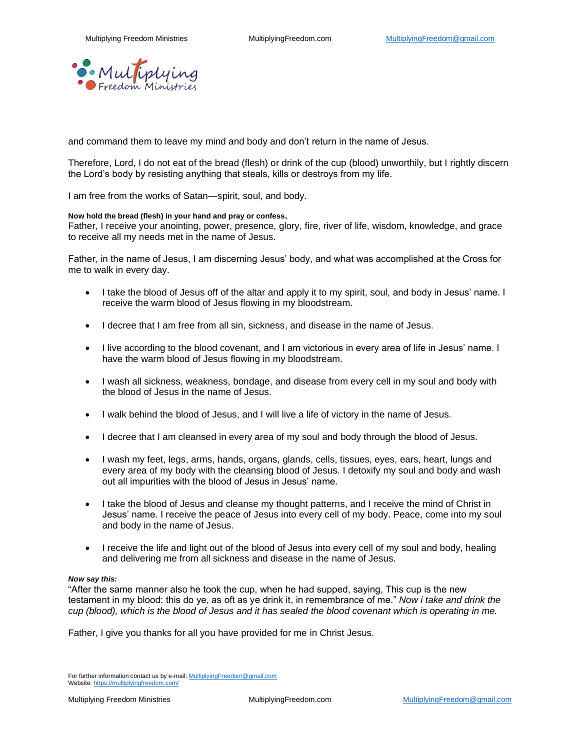and command them to leave my mind and body and don't return in the name of Jesus.

Therefore, Lord, I do not eat of the bread (flesh) or drink of the cup (blood) unworthily, but I rightly discern the Lord's body by resisting anything that steals, kills or destroys from my life.

I am free from the works of Satan—spirit, soul, and body.

**Now hold the bread (flesh) in your hand and pray or confess,**
Father, I receive your anointing, power, presence, glory, fire, river of life, wisdom, knowledge, and grace to receive all my needs met in the name of Jesus.

Father, in the name of Jesus, I am discerning Jesus' body, and what was accomplished at the Cross for me to walk in every day.

- I take the blood of Jesus off of the altar and apply it to my spirit, soul, and body in Jesus' name. I receive the warm blood of Jesus flowing in my bloodstream.
- I decree that I am free from all sin, sickness, and disease in the name of Jesus.
- I live according to the blood covenant, and I am victorious in every area of life in Jesus' name. I have the warm blood of Jesus flowing in my bloodstream.
- I wash all sickness, weakness, bondage, and disease from every cell in my soul and body with the blood of Jesus in the name of Jesus.
- I walk behind the blood of Jesus, and I will live a life of victory in the name of Jesus.
- I decree that I am cleansed in every area of my soul and body through the blood of Jesus.
- I wash my feet, legs, arms, hands, organs, glands, cells, tissues, eyes, ears, heart, lungs and every area of my body with the cleansing blood of Jesus. I detoxify my soul and body and wash out all impurities with the blood of Jesus in Jesus' name.
- I take the blood of Jesus and cleanse my thought patterns, and I receive the mind of Christ in Jesus' name. I receive the peace of Jesus into every cell of my body. Peace, come into my soul and body in the name of Jesus.
- I receive the life and light out of the blood of Jesus into every cell of my soul and body, healing and delivering me from all sickness and disease in the name of Jesus.

***Now say this:***
"After the same manner also he took the cup, when he had supped, saying, This cup is the new testament in my blood: this do ye, as oft as ye drink it, in remembrance of me." *Now i take and drink the cup (blood), which is the blood of Jesus and it has sealed the blood covenant which is operating in me.*

Father, I give you thanks for all you have provided for me in Christ Jesus.

For further information contact us by e-mail: MultiplyingFreedom@gmail.com
Website: https://multiplyingfreedom.com/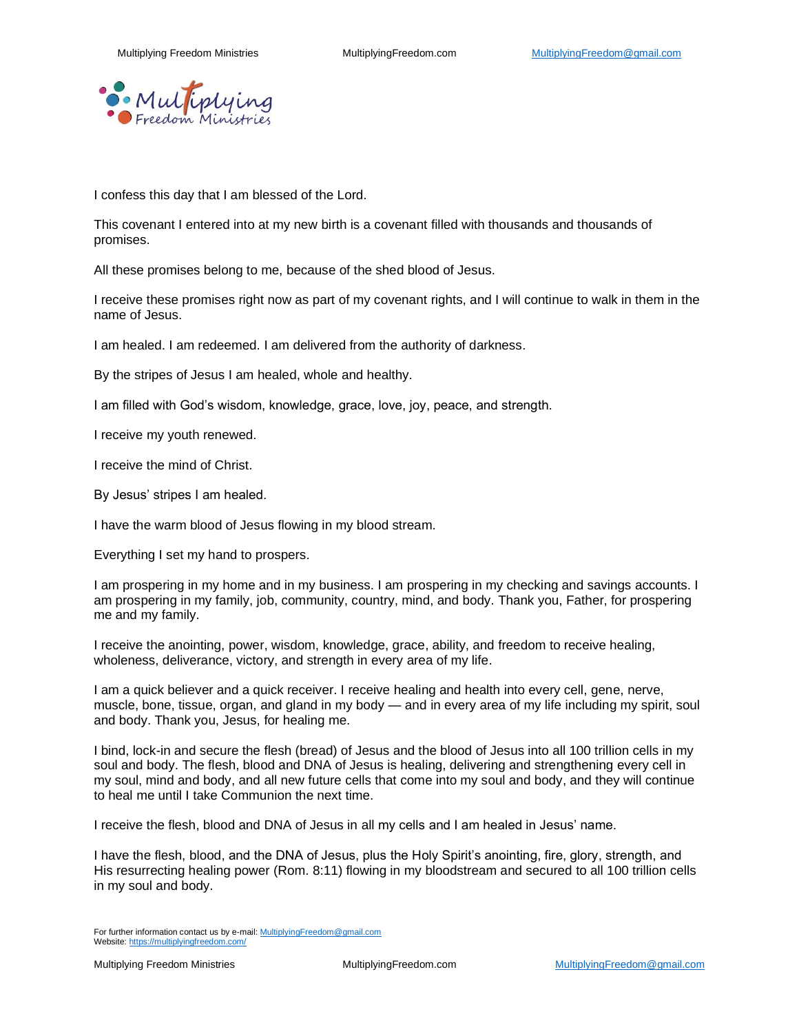I confess this day that I am blessed of the Lord.

This covenant I entered into at my new birth is a covenant filled with thousands and thousands of promises.

All these promises belong to me, because of the shed blood of Jesus.

I receive these promises right now as part of my covenant rights, and I will continue to walk in them in the name of Jesus.

I am healed. I am redeemed. I am delivered from the authority of darkness.

By the stripes of Jesus I am healed, whole and healthy.

I am filled with God's wisdom, knowledge, grace, love, joy, peace, and strength.

I receive my youth renewed.

I receive the mind of Christ.

By Jesus' stripes I am healed.

I have the warm blood of Jesus flowing in my blood stream.

Everything I set my hand to prospers.

I am prospering in my home and in my business. I am prospering in my checking and savings accounts. I am prospering in my family, job, community, country, mind, and body. Thank you, Father, for prospering me and my family.

I receive the anointing, power, wisdom, knowledge, grace, ability, and freedom to receive healing, wholeness, deliverance, victory, and strength in every area of my life.

I am a quick believer and a quick receiver. I receive healing and health into every cell, gene, nerve, muscle, bone, tissue, organ, and gland in my body — and in every area of my life including my spirit, soul and body. Thank you, Jesus, for healing me.

I bind, lock-in and secure the flesh (bread) of Jesus and the blood of Jesus into all 100 trillion cells in my soul and body. The flesh, blood and DNA of Jesus is healing, delivering and strengthening every cell in my soul, mind and body, and all new future cells that come into my soul and body, and they will continue to heal me until I take Communion the next time.

I receive the flesh, blood and DNA of Jesus in all my cells and I am healed in Jesus' name.

I have the flesh, blood, and the DNA of Jesus, plus the Holy Spirit's anointing, fire, glory, strength, and His resurrecting healing power (Rom. 8:11) flowing in my bloodstream and secured to all 100 trillion cells in my soul and body.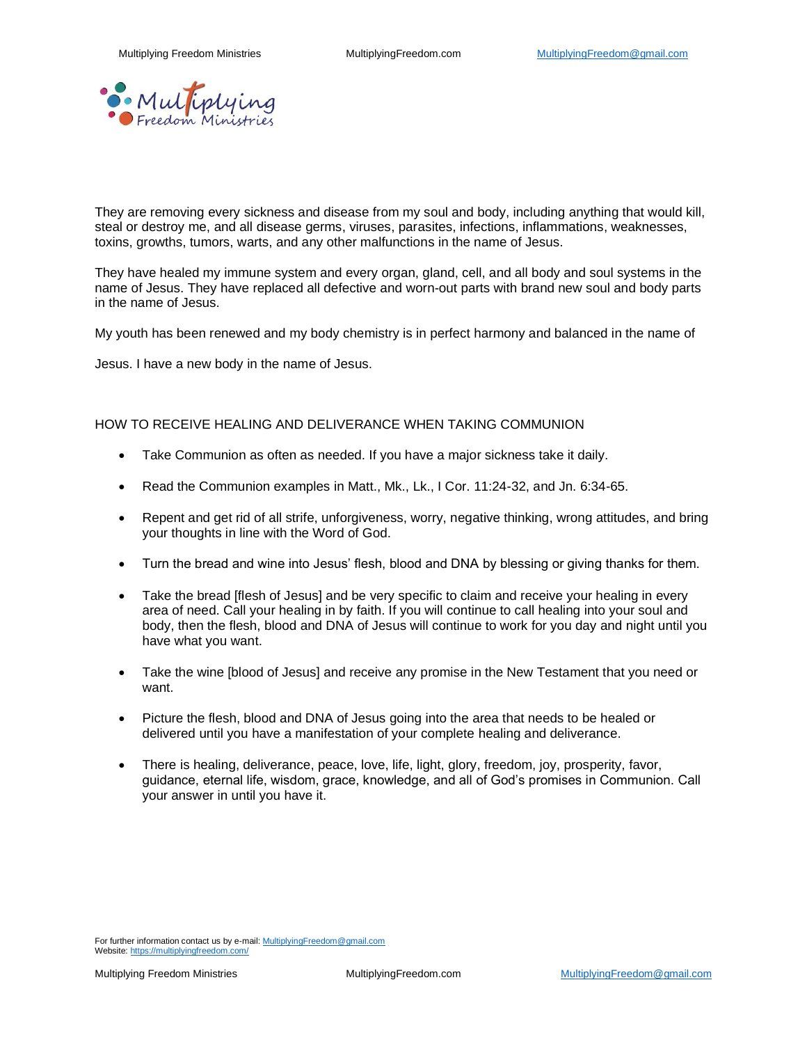They are removing every sickness and disease from my soul and body, including anything that would kill, steal or destroy me, and all disease germs, viruses, parasites, infections, inflammations, weaknesses, toxins, growths, tumors, warts, and any other malfunctions in the name of Jesus.

They have healed my immune system and every organ, gland, cell, and all body and soul systems in the name of Jesus. They have replaced all defective and worn-out parts with brand new soul and body parts in the name of Jesus.

My youth has been renewed and my body chemistry is in perfect harmony and balanced in the name of Jesus. I have a new body in the name of Jesus.

## HOW TO RECEIVE HEALING AND DELIVERANCE WHEN TAKING COMMUNION

- Take Communion as often as needed. If you have a major sickness take it daily.
- Read the Communion examples in Matt., Mk., Lk., I Cor. 11:24-32, and Jn. 6:34-65.
- Repent and get rid of all strife, unforgiveness, worry, negative thinking, wrong attitudes, and bring your thoughts in line with the Word of God.
- Turn the bread and wine into Jesus' flesh, blood and DNA by blessing or giving thanks for them.
- Take the bread [flesh of Jesus] and be very specific to claim and receive your healing in every area of need. Call your healing in by faith. If you will continue to call healing into your soul and body, then the flesh, blood and DNA of Jesus will continue to work for you day and night until you have what you want.
- Take the wine [blood of Jesus] and receive any promise in the New Testament that you need or want.
- Picture the flesh, blood and DNA of Jesus going into the area that needs to be healed or delivered until you have a manifestation of your complete healing and deliverance.
- There is healing, deliverance, peace, love, life, light, glory, freedom, joy, prosperity, favor, guidance, eternal life, wisdom, grace, knowledge, and all of God's promises in Communion. Call your answer in until you have it.

For further information contact us by e-mail: MultiplyingFreedom@gmail.com
Website: https://multiplyingfreedom.com/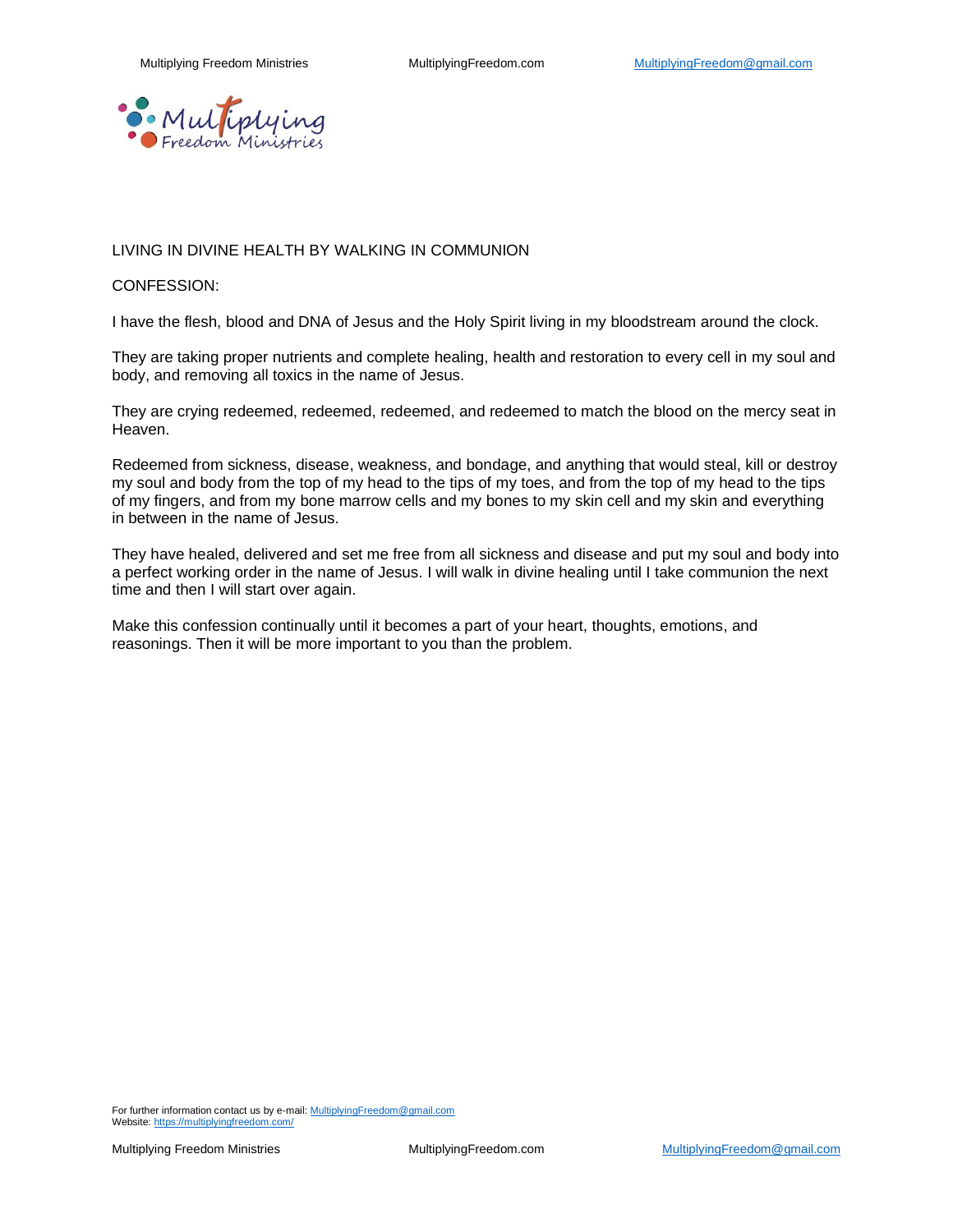LIVING IN DIVINE HEALTH BY WALKING IN COMMUNION

CONFESSION:

I have the flesh, blood and DNA of Jesus and the Holy Spirit living in my bloodstream around the clock.

They are taking proper nutrients and complete healing, health and restoration to every cell in my soul and body, and removing all toxics in the name of Jesus.

They are crying redeemed, redeemed, redeemed, and redeemed to match the blood on the mercy seat in Heaven.

Redeemed from sickness, disease, weakness, and bondage, and anything that would steal, kill or destroy my soul and body from the top of my head to the tips of my toes, and from the top of my head to the tips of my fingers, and from my bone marrow cells and my bones to my skin cell and my skin and everything in between in the name of Jesus.

They have healed, delivered and set me free from all sickness and disease and put my soul and body into a perfect working order in the name of Jesus. I will walk in divine healing until I take communion the next time and then I will start over again.

Make this confession continually until it becomes a part of your heart, thoughts, emotions, and reasonings. Then it will be more important to you than the problem.

For further information contact us by e-mail: MultiplyingFreedom@gmail.com
Website: https://multiplyingfreedom.com/